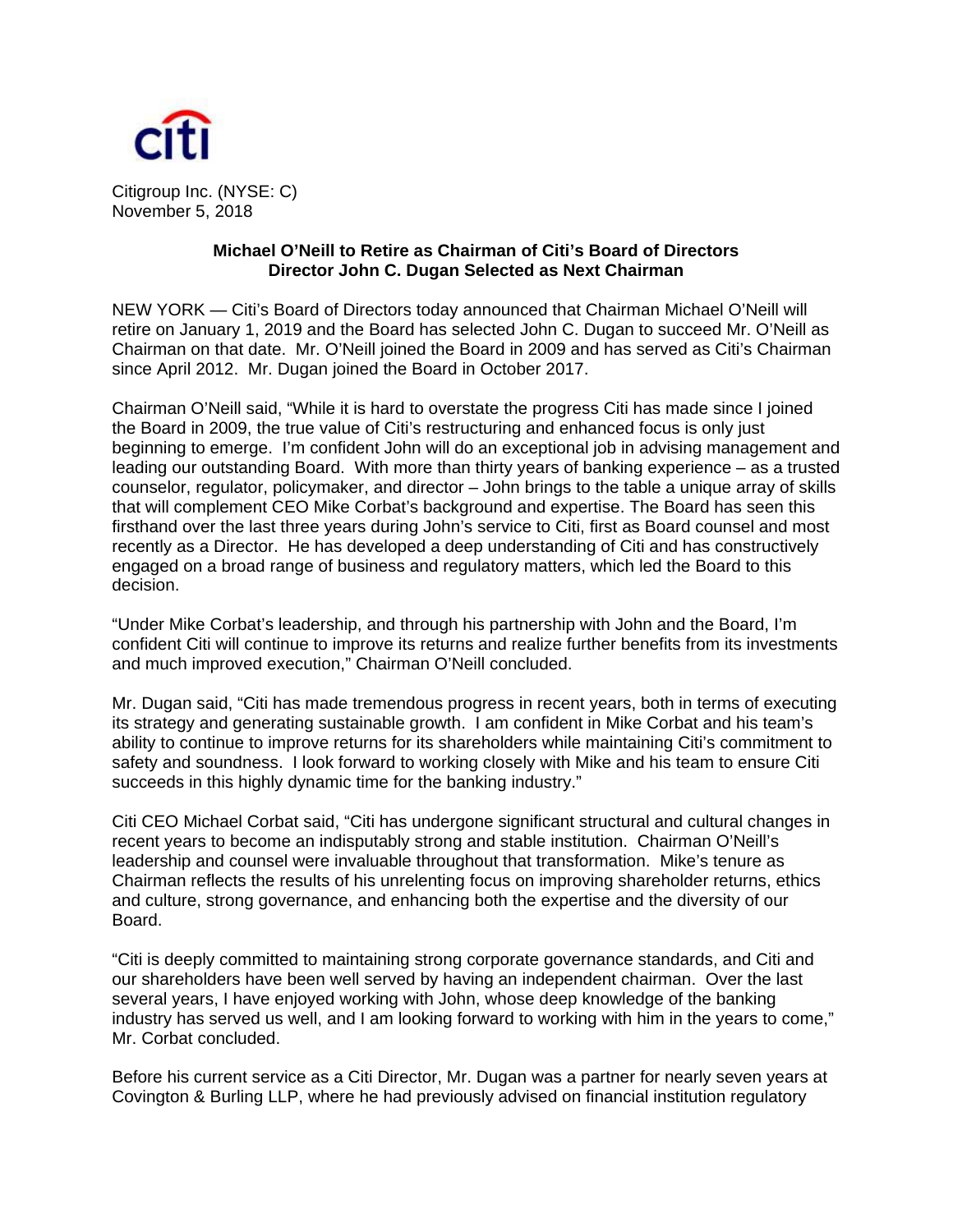Citigroup Inc. (NYSE: C)
November 5, 2018

## Michael O'Neill to Retire as Chairman of Citi's Board of Directors
## Director John C. Dugan Selected as Next Chairman

NEW YORK — Citi's Board of Directors today announced that Chairman Michael O'Neill will retire on January 1, 2019 and the Board has selected John C. Dugan to succeed Mr. O'Neill as Chairman on that date. Mr. O'Neill joined the Board in 2009 and has served as Citi's Chairman since April 2012. Mr. Dugan joined the Board in October 2017.

Chairman O'Neill said, "While it is hard to overstate the progress Citi has made since I joined the Board in 2009, the true value of Citi's restructuring and enhanced focus is only just beginning to emerge. I'm confident John will do an exceptional job in advising management and leading our outstanding Board. With more than thirty years of banking experience – as a trusted counselor, regulator, policymaker, and director – John brings to the table a unique array of skills that will complement CEO Mike Corbat's background and expertise. The Board has seen this firsthand over the last three years during John's service to Citi, first as Board counsel and most recently as a Director. He has developed a deep understanding of Citi and has constructively engaged on a broad range of business and regulatory matters, which led the Board to this decision.

"Under Mike Corbat's leadership, and through his partnership with John and the Board, I'm confident Citi will continue to improve its returns and realize further benefits from its investments and much improved execution," Chairman O'Neill concluded.

Mr. Dugan said, "Citi has made tremendous progress in recent years, both in terms of executing its strategy and generating sustainable growth. I am confident in Mike Corbat and his team's ability to continue to improve returns for its shareholders while maintaining Citi's commitment to safety and soundness. I look forward to working closely with Mike and his team to ensure Citi succeeds in this highly dynamic time for the banking industry."

Citi CEO Michael Corbat said, "Citi has undergone significant structural and cultural changes in recent years to become an indisputably strong and stable institution. Chairman O'Neill's leadership and counsel were invaluable throughout that transformation. Mike's tenure as Chairman reflects the results of his unrelenting focus on improving shareholder returns, ethics and culture, strong governance, and enhancing both the expertise and the diversity of our Board.

"Citi is deeply committed to maintaining strong corporate governance standards, and Citi and our shareholders have been well served by having an independent chairman. Over the last several years, I have enjoyed working with John, whose deep knowledge of the banking industry has served us well, and I am looking forward to working with him in the years to come," Mr. Corbat concluded.

Before his current service as a Citi Director, Mr. Dugan was a partner for nearly seven years at Covington & Burling LLP, where he had previously advised on financial institution regulatory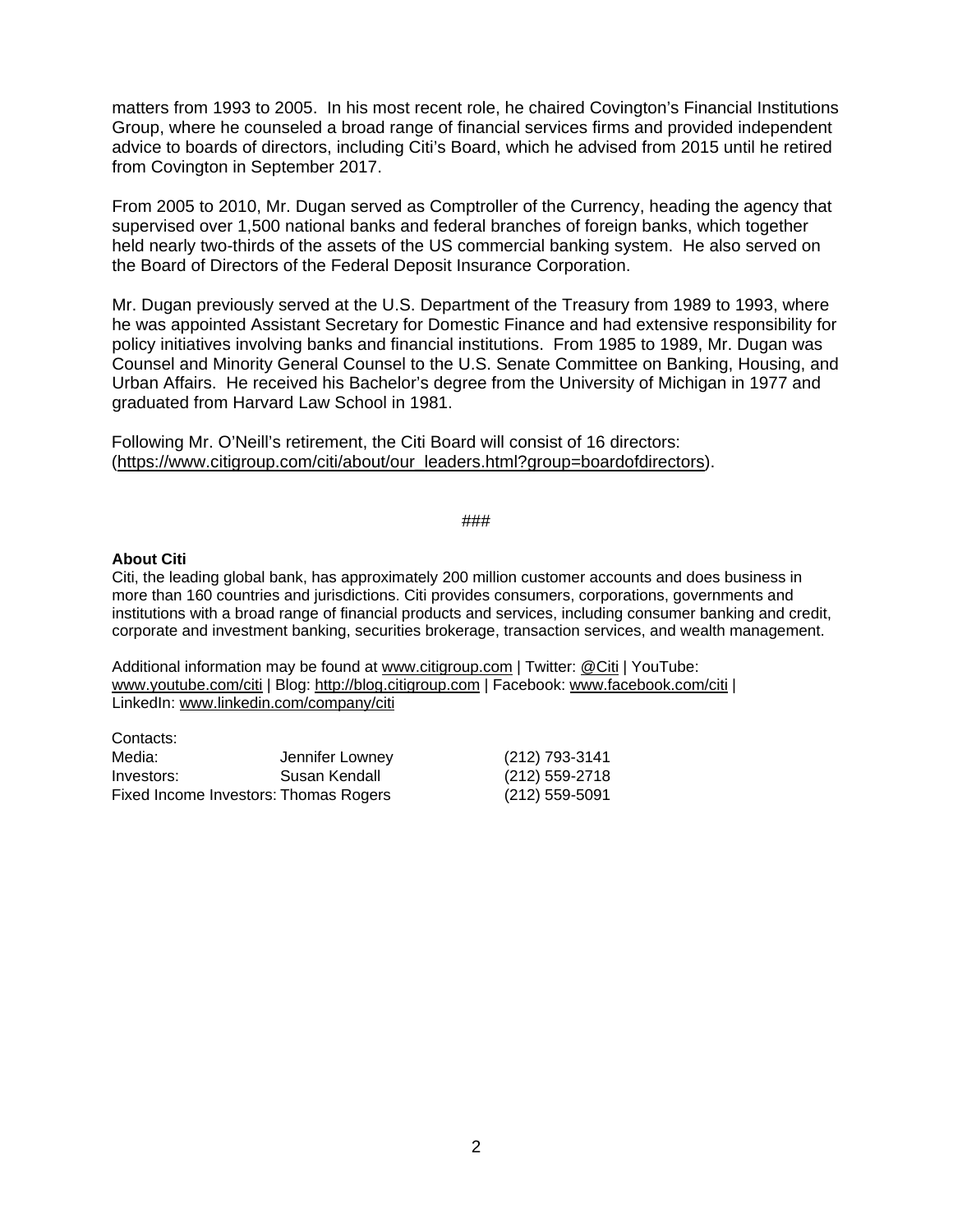matters from 1993 to 2005. In his most recent role, he chaired Covington's Financial Institutions Group, where he counseled a broad range of financial services firms and provided independent advice to boards of directors, including Citi's Board, which he advised from 2015 until he retired from Covington in September 2017.

From 2005 to 2010, Mr. Dugan served as Comptroller of the Currency, heading the agency that supervised over 1,500 national banks and federal branches of foreign banks, which together held nearly two-thirds of the assets of the US commercial banking system. He also served on the Board of Directors of the Federal Deposit Insurance Corporation.

Mr. Dugan previously served at the U.S. Department of the Treasury from 1989 to 1993, where he was appointed Assistant Secretary for Domestic Finance and had extensive responsibility for policy initiatives involving banks and financial institutions. From 1985 to 1989, Mr. Dugan was Counsel and Minority General Counsel to the U.S. Senate Committee on Banking, Housing, and Urban Affairs. He received his Bachelor's degree from the University of Michigan in 1977 and graduated from Harvard Law School in 1981.

Following Mr. O'Neill's retirement, the Citi Board will consist of 16 directors: (https://www.citigroup.com/citi/about/our_leaders.html?group=boardofdirectors).

###

**About Citi**

Citi, the leading global bank, has approximately 200 million customer accounts and does business in more than 160 countries and jurisdictions. Citi provides consumers, corporations, governments and institutions with a broad range of financial products and services, including consumer banking and credit, corporate and investment banking, securities brokerage, transaction services, and wealth management.

Additional information may be found at www.citigroup.com | Twitter: @Citi | YouTube: www.youtube.com/citi | Blog: http://blog.citigroup.com | Facebook: www.facebook.com/citi | LinkedIn: www.linkedin.com/company/citi

Contacts:

| | | |
|---|---|---|
| Media: | Jennifer Lowney | (212) 793-3141 |
| Investors: | Susan Kendall | (212) 559-2718 |
| Fixed Income Investors: | Thomas Rogers | (212) 559-5091 |